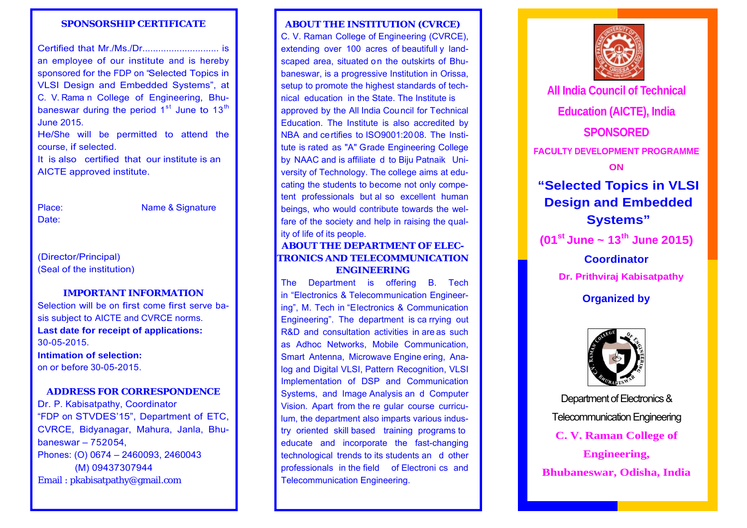## SPONSORSHIP CERTIFICATE

Certified that Mr./Ms./Dr............................ is an employee of our institute and is hereby sponsored for the FDP on "Selected Topics in VLSI Design and Embedded Systems", at C. V. Raman College of Engineering, Bhubaneswar during the period 1st June to 13th June 2015.

He/She will be permitted to attend the course, if selected.

It is also certified that our institute is an AICTE approved institute.

Place: Name & Signature

Date:

(Director/Principal)

(Seal of the institution)

## IMPORTANT INFORMATION

Selection will be on first come first serve basis subject to AICTE and CVRCE norms.

**Last date for receipt of applications:**
30-05-2015.

**Intimation of selection:**
on or before 30-05-2015.

## ADDRESS FOR CORRESPONDENCE

Dr. P. Kabisatpathy, Coordinator
"FDP on STVDES'15", Department of ETC, CVRCE, Bidyanagar, Mahura, Janla, Bhubaneswar – 752054,
Phones: (O) 0674 – 2460093, 2460043
(M) 09437307944
Email : pkabisatpathy@gmail.com

## ABOUT THE INSTITUTION (CVRCE)

C. V. Raman College of Engineering (CVRCE), extending over 100 acres of beautifully landscaped area, situated on the outskirts of Bhubaneswar, is a progressive Institution in Orissa, setup to promote the highest standards of technical education in the State. The Institute is approved by the All India Council for Technical Education. The Institute is also accredited by NBA and certifies to ISO9001:2008. The Institute is rated as "A" Grade Engineering College by NAAC and is affiliated to Biju Patnaik University of Technology. The college aims at educating the students to become not only competent professionals but also excellent human beings, who would contribute towards the welfare of the society and help in raising the quality of life of its people.

## ABOUT THE DEPARTMENT OF ELECTRONICS AND TELECOMMUNICATION ENGINEERING

The Department is offering B. Tech in "Electronics & Telecommunication Engineering", M. Tech in "Electronics & Communication Engineering". The department is carrying out R&D and consultation activities in areas such as Adhoc Networks, Mobile Communication, Smart Antenna, Microwave Engineering, Analog and Digital VLSI, Pattern Recognition, VLSI Implementation of DSP and Communication Systems, and Image Analysis and Computer Vision. Apart from the regular course curriculum, the department also imparts various industry oriented skill based training programs to educate and incorporate the fast-changing technological trends to its students and other professionals in the field of Electronics and Telecommunication Engineering.

**All India Council of Technical Education (AICTE), India**

**SPONSORED**

**FACULTY DEVELOPMENT PROGRAMME**

**ON**

# "Selected Topics in VLSI Design and Embedded Systems"

**(01st June ~ 13th June 2015)**

**Coordinator**

**Dr. Prithviraj Kabisatpathy**

**Organized by**

Department of Electronics & Telecommunication Engineering

**C. V. Raman College of Engineering, Bhubaneswar, Odisha, India**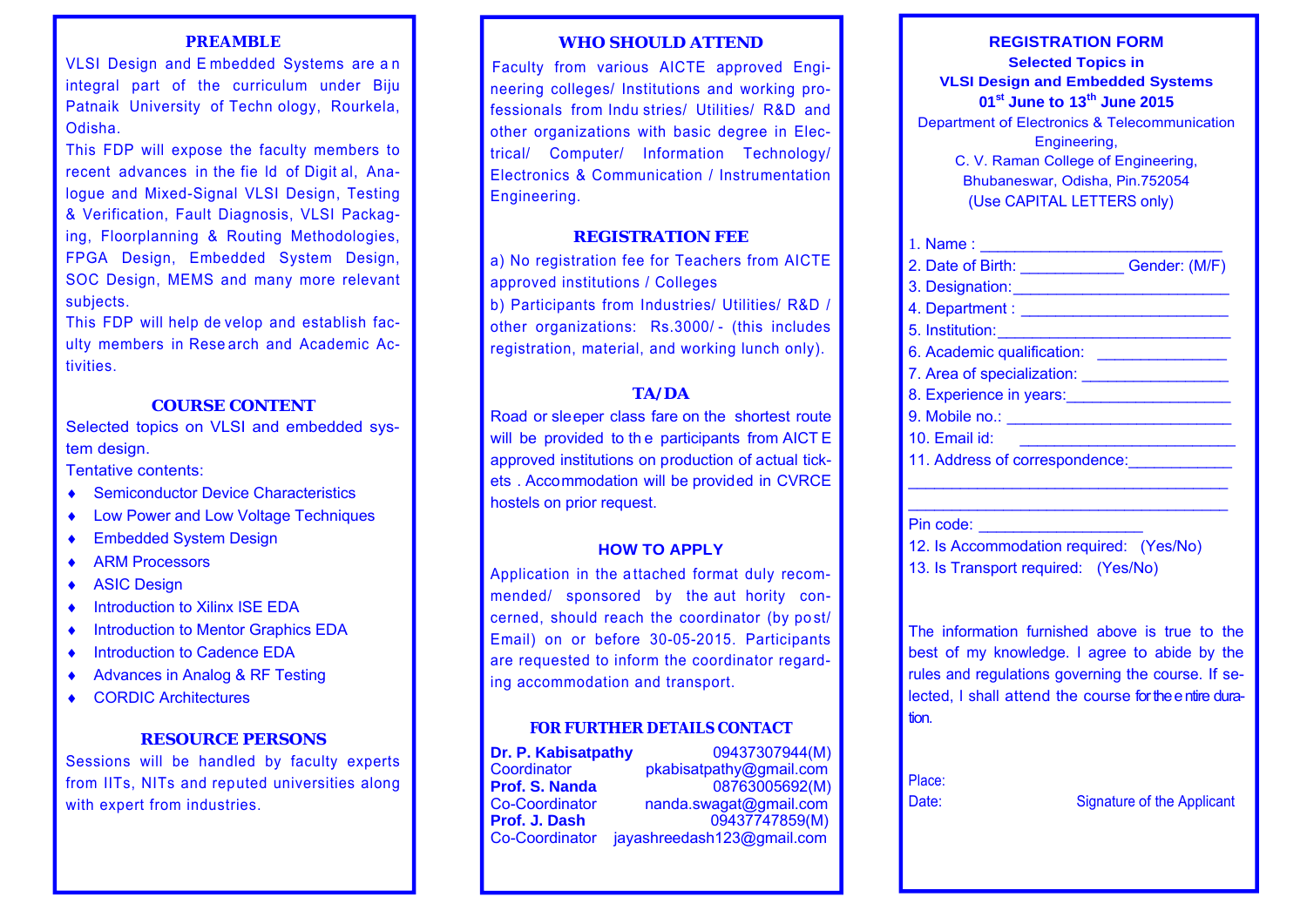## PREAMBLE

VLSI Design and Embedded Systems are an integral part of the curriculum under Biju Patnaik University of Technology, Rourkela, Odisha.

This FDP will expose the faculty members to recent advances in the field of Digital, Analogue and Mixed-Signal VLSI Design, Testing & Verification, Fault Diagnosis, VLSI Packaging, Floorplanning & Routing Methodologies, FPGA Design, Embedded System Design, SOC Design, MEMS and many more relevant subjects.

This FDP will help develop and establish faculty members in Research and Academic Activities.

## COURSE CONTENT

Selected topics on VLSI and embedded system design.

Tentative contents:

- Semiconductor Device Characteristics
- Low Power and Low Voltage Techniques
- Embedded System Design
- ARM Processors
- ASIC Design
- Introduction to Xilinx ISE EDA
- Introduction to Mentor Graphics EDA
- Introduction to Cadence EDA
- Advances in Analog & RF Testing
- CORDIC Architectures

## RESOURCE PERSONS

Sessions will be handled by faculty experts from IITs, NITs and reputed universities along with expert from industries.

## WHO SHOULD ATTEND

Faculty from various AICTE approved Engineering colleges/ Institutions and working professionals from Industries/ Utilities/ R&D and other organizations with basic degree in Electrical/ Computer/ Information Technology/ Electronics & Communication / Instrumentation Engineering.

## REGISTRATION FEE

a) No registration fee for Teachers from AICTE approved institutions / Colleges

b) Participants from Industries/ Utilities/ R&D / other organizations: Rs.3000/- (this includes registration, material, and working lunch only).

## TA/DA

Road or sleeper class fare on the shortest route will be provided to the participants from AICTE approved institutions on production of actual tickets . Accommodation will be provided in CVRCE hostels on prior request.

## HOW TO APPLY

Application in the attached format duly recommended/ sponsored by the authority concerned, should reach the coordinator (by post/ Email) on or before 30-05-2015. Participants are requested to inform the coordinator regarding accommodation and transport.

## FOR FURTHER DETAILS CONTACT

**Dr. P. Kabisatpathy** 09437307944(M)
Coordinator pkabisatpathy@gmail.com

**Prof. S. Nanda** 08763005692(M)
Co-Coordinator nanda.swagat@gmail.com

**Prof. J. Dash** 09437747859(M)
Co-Coordinator jayashreedash123@gmail.com

## REGISTRATION FORM

**Selected Topics in**
**VLSI Design and Embedded Systems**
**01st June to 13th June 2015**

Department of Electronics & Telecommunication Engineering,
C. V. Raman College of Engineering,
Bhubaneswar, Odisha, Pin.752054
(Use CAPITAL LETTERS only)

1. Name : ___________________________
2. Date of Birth: ____________ Gender: (M/F)
3. Designation:________________________
4. Department : _______________________
5. Institution:__________________________
6. Academic qualification: ______________
7. Area of specialization: ________________
8. Experience in years:__________________
9. Mobile no.: _________________________
10. Email id: ________________________
11. Address of correspondence:___________
____________________________________
____________________________________
Pin code: __________________
12. Is Accommodation required: (Yes/No)
13. Is Transport required: (Yes/No)

The information furnished above is true to the best of my knowledge. I agree to abide by the rules and regulations governing the course. If selected, I shall attend the course for the entire duration.

Place:

Date: Signature of the Applicant